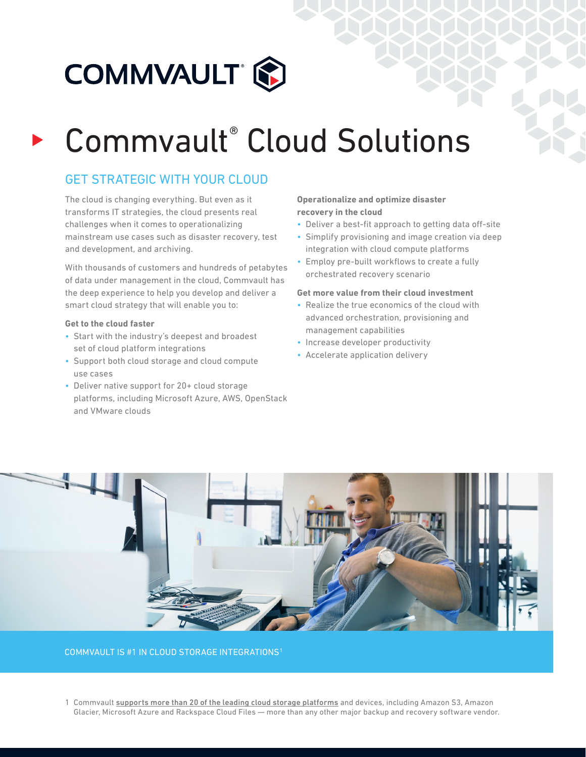COMMVAULT

# Commvault® Cloud Solutions

## GET STRATEGIC WITH YOUR CLOUD

The cloud is changing everything. But even as it transforms IT strategies, the cloud presents real challenges when it comes to operationalizing mainstream use cases such as disaster recovery, test and development, and archiving.

With thousands of customers and hundreds of petabytes of data under management in the cloud, Commvault has the deep experience to help you develop and deliver a smart cloud strategy that will enable you to:

**Get to the cloud faster**

- Start with the industry's deepest and broadest set of cloud platform integrations
- Support both cloud storage and cloud compute use cases
- Deliver native support for 20+ cloud storage platforms, including Microsoft Azure, AWS, OpenStack and VMware clouds

**Operationalize and optimize disaster recovery in the cloud**

- Deliver a best-fit approach to getting data off-site
- Simplify provisioning and image creation via deep integration with cloud compute platforms
- Employ pre-built workflows to create a fully orchestrated recovery scenario

**Get more value from their cloud investment**

- Realize the true economics of the cloud with advanced orchestration, provisioning and management capabilities
- Increase developer productivity
- Accelerate application delivery

COMMVAULT IS #1 IN CLOUD STORAGE INTEGRATIONS[1]

1 Commvault supports more than 20 of the leading cloud storage platforms and devices, including Amazon S3, Amazon Glacier, Microsoft Azure and Rackspace Cloud Files — more than any other major backup and recovery software vendor.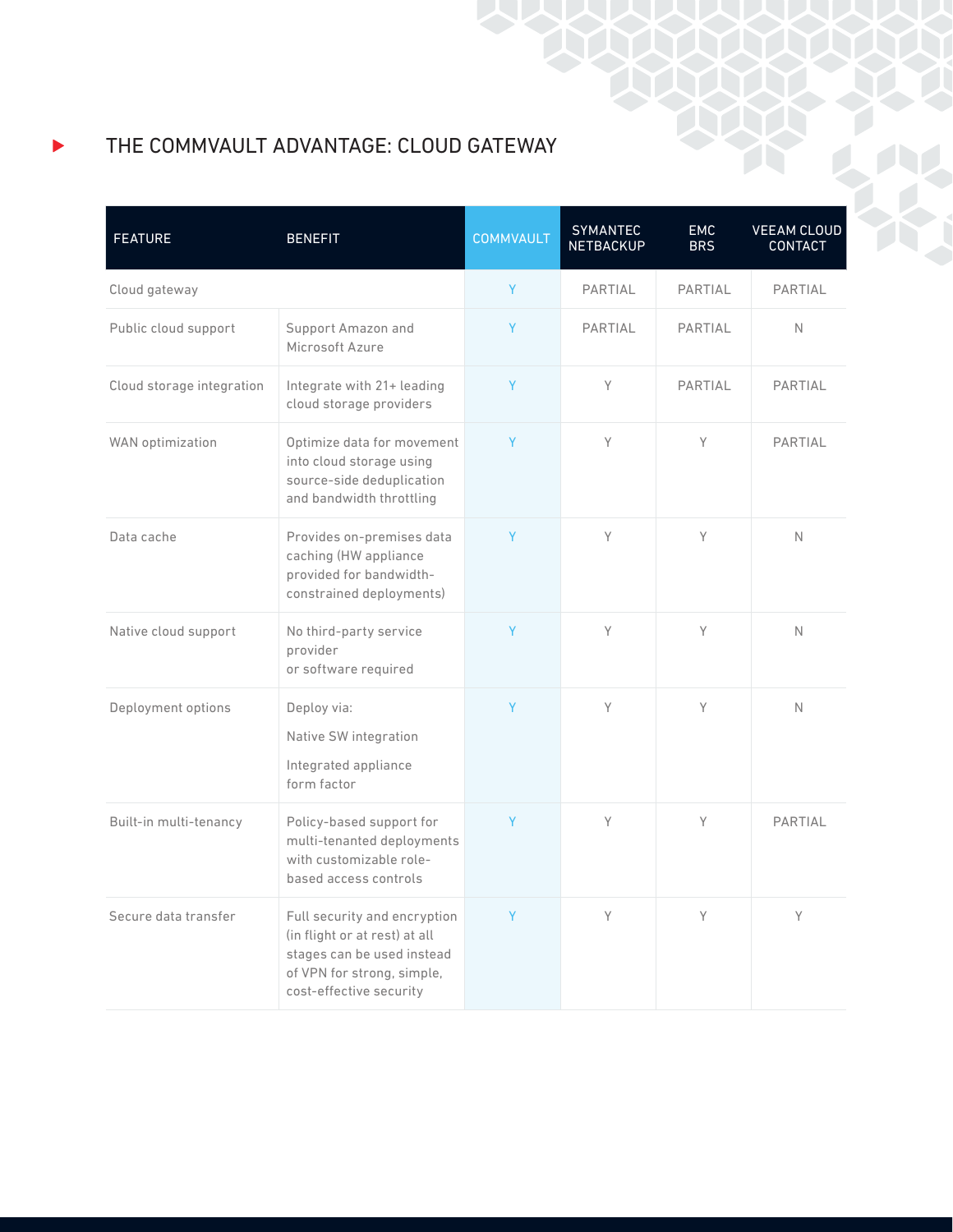## THE COMMVAULT ADVANTAGE: CLOUD GATEWAY

| FEATURE | BENEFIT | COMMVAULT | SYMANTEC NETBACKUP | EMC BRS | VEEAM CLOUD CONTACT |
|---|---|---|---|---|---|
| Cloud gateway | | Y | PARTIAL | PARTIAL | PARTIAL |
| Public cloud support | Support Amazon and Microsoft Azure | Y | PARTIAL | PARTIAL | N |
| Cloud storage integration | Integrate with 21+ leading cloud storage providers | Y | Y | PARTIAL | PARTIAL |
| WAN optimization | Optimize data for movement into cloud storage using source-side deduplication and bandwidth throttling | Y | Y | Y | PARTIAL |
| Data cache | Provides on-premises data caching (HW appliance provided for bandwidth-constrained deployments) | Y | Y | Y | N |
| Native cloud support | No third-party service provider or software required | Y | Y | Y | N |
| Deployment options | Deploy via: Native SW integration; Integrated appliance form factor | Y | Y | Y | N |
| Built-in multi-tenancy | Policy-based support for multi-tenanted deployments with customizable role-based access controls | Y | Y | Y | PARTIAL |
| Secure data transfer | Full security and encryption (in flight or at rest) at all stages can be used instead of VPN for strong, simple, cost-effective security | Y | Y | Y | Y |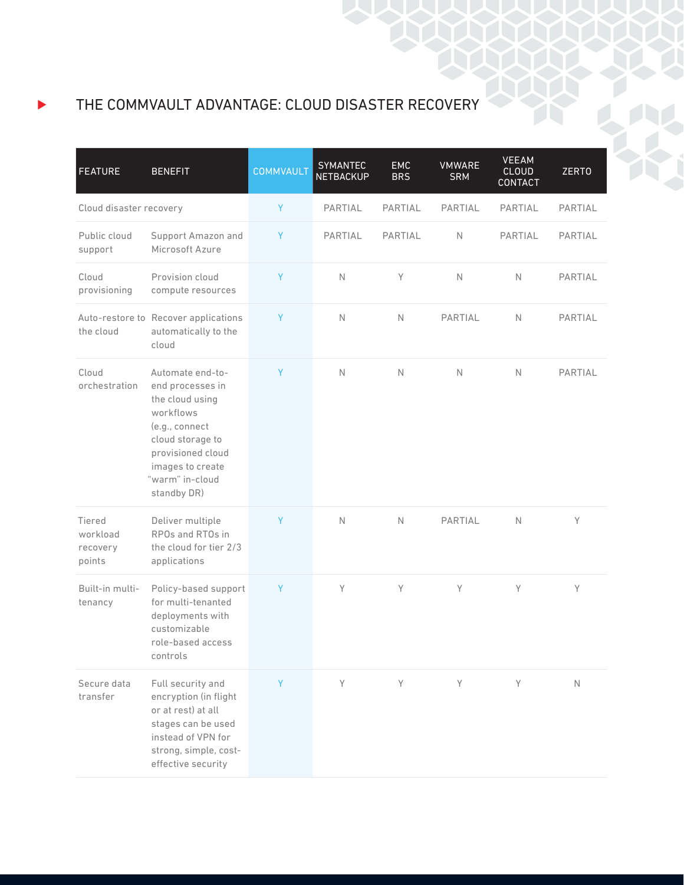## THE COMMVAULT ADVANTAGE: CLOUD DISASTER RECOVERY

| FEATURE | BENEFIT | COMMVAULT | SYMANTEC NETBACKUP | EMC BRS | VMWARE SRM | VEEAM CLOUD CONTACT | ZERTO |
|---|---|---|---|---|---|---|---|
| Cloud disaster recovery | | Y | PARTIAL | PARTIAL | PARTIAL | PARTIAL | PARTIAL |
| Public cloud support | Support Amazon and Microsoft Azure | Y | PARTIAL | PARTIAL | N | PARTIAL | PARTIAL |
| Cloud provisioning | Provision cloud compute resources | Y | N | Y | N | N | PARTIAL |
| Auto-restore to the cloud | Recover applications automatically to the cloud | Y | N | N | PARTIAL | N | PARTIAL |
| Cloud orchestration | Automate end-to-end processes in the cloud using workflows (e.g., connect cloud storage to provisioned cloud images to create "warm" in-cloud standby DR) | Y | N | N | N | N | PARTIAL |
| Tiered workload recovery points | Deliver multiple RPOs and RTOs in the cloud for tier 2/3 applications | Y | N | N | PARTIAL | N | Y |
| Built-in multi-tenancy | Policy-based support for multi-tenanted deployments with customizable role-based access controls | Y | Y | Y | Y | Y | Y |
| Secure data transfer | Full security and encryption (in flight or at rest) at all stages can be used instead of VPN for strong, simple, cost-effective security | Y | Y | Y | Y | Y | N |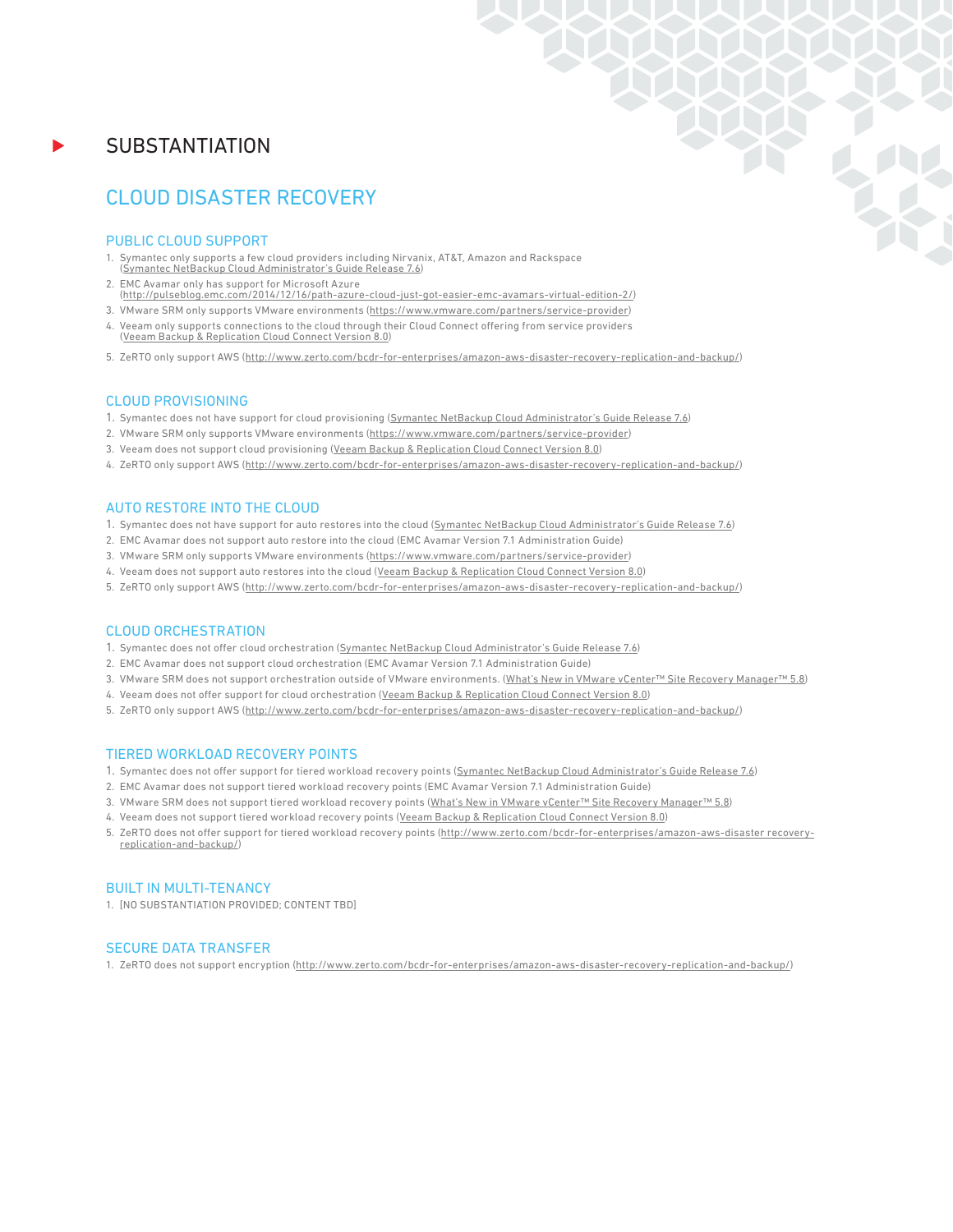# SUBSTANTIATION

## CLOUD DISASTER RECOVERY

### PUBLIC CLOUD SUPPORT

1. Symantec only supports a few cloud providers including Nirvanix, AT&T, Amazon and Rackspace (Symantec NetBackup Cloud Administrator's Guide Release 7.6)
2. EMC Avamar only has support for Microsoft Azure (http://pulseblog.emc.com/2014/12/16/path-azure-cloud-just-got-easier-emc-avamars-virtual-edition-2/)
3. VMware SRM only supports VMware environments (https://www.vmware.com/partners/service-provider)
4. Veeam only supports connections to the cloud through their Cloud Connect offering from service providers (Veeam Backup & Replication Cloud Connect Version 8.0)
5. ZeRTO only support AWS (http://www.zerto.com/bcdr-for-enterprises/amazon-aws-disaster-recovery-replication-and-backup/)

### CLOUD PROVISIONING

1. Symantec does not have support for cloud provisioning (Symantec NetBackup Cloud Administrator's Guide Release 7.6)
2. VMware SRM only supports VMware environments (https://www.vmware.com/partners/service-provider)
3. Veeam does not support cloud provisioning (Veeam Backup & Replication Cloud Connect Version 8.0)
4. ZeRTO only support AWS (http://www.zerto.com/bcdr-for-enterprises/amazon-aws-disaster-recovery-replication-and-backup/)

### AUTO RESTORE INTO THE CLOUD

1. Symantec does not have support for auto restores into the cloud (Symantec NetBackup Cloud Administrator's Guide Release 7.6)
2. EMC Avamar does not support auto restore into the cloud (EMC Avamar Version 7.1 Administration Guide)
3. VMware SRM only supports VMware environments (https://www.vmware.com/partners/service-provider)
4. Veeam does not support auto restores into the cloud (Veeam Backup & Replication Cloud Connect Version 8.0)
5. ZeRTO only support AWS (http://www.zerto.com/bcdr-for-enterprises/amazon-aws-disaster-recovery-replication-and-backup/)

### CLOUD ORCHESTRATION

1. Symantec does not offer cloud orchestration (Symantec NetBackup Cloud Administrator's Guide Release 7.6)
2. EMC Avamar does not support cloud orchestration (EMC Avamar Version 7.1 Administration Guide)
3. VMware SRM does not support orchestration outside of VMware environments. (What's New in VMware vCenter™ Site Recovery Manager™ 5.8)
4. Veeam does not offer support for cloud orchestration (Veeam Backup & Replication Cloud Connect Version 8.0)
5. ZeRTO only support AWS (http://www.zerto.com/bcdr-for-enterprises/amazon-aws-disaster-recovery-replication-and-backup/)

### TIERED WORKLOAD RECOVERY POINTS

1. Symantec does not offer support for tiered workload recovery points (Symantec NetBackup Cloud Administrator's Guide Release 7.6)
2. EMC Avamar does not support tiered workload recovery points (EMC Avamar Version 7.1 Administration Guide)
3. VMware SRM does not support tiered workload recovery points (What's New in VMware vCenter™ Site Recovery Manager™ 5.8)
4. Veeam does not support tiered workload recovery points (Veeam Backup & Replication Cloud Connect Version 8.0)
5. ZeRTO does not offer support for tiered workload recovery points (http://www.zerto.com/bcdr-for-enterprises/amazon-aws-disaster recovery-replication-and-backup/)

### BUILT IN MULTI-TENANCY

1. [NO SUBSTANTIATION PROVIDED; CONTENT TBD]

### SECURE DATA TRANSFER

1. ZeRTO does not support encryption (http://www.zerto.com/bcdr-for-enterprises/amazon-aws-disaster-recovery-replication-and-backup/)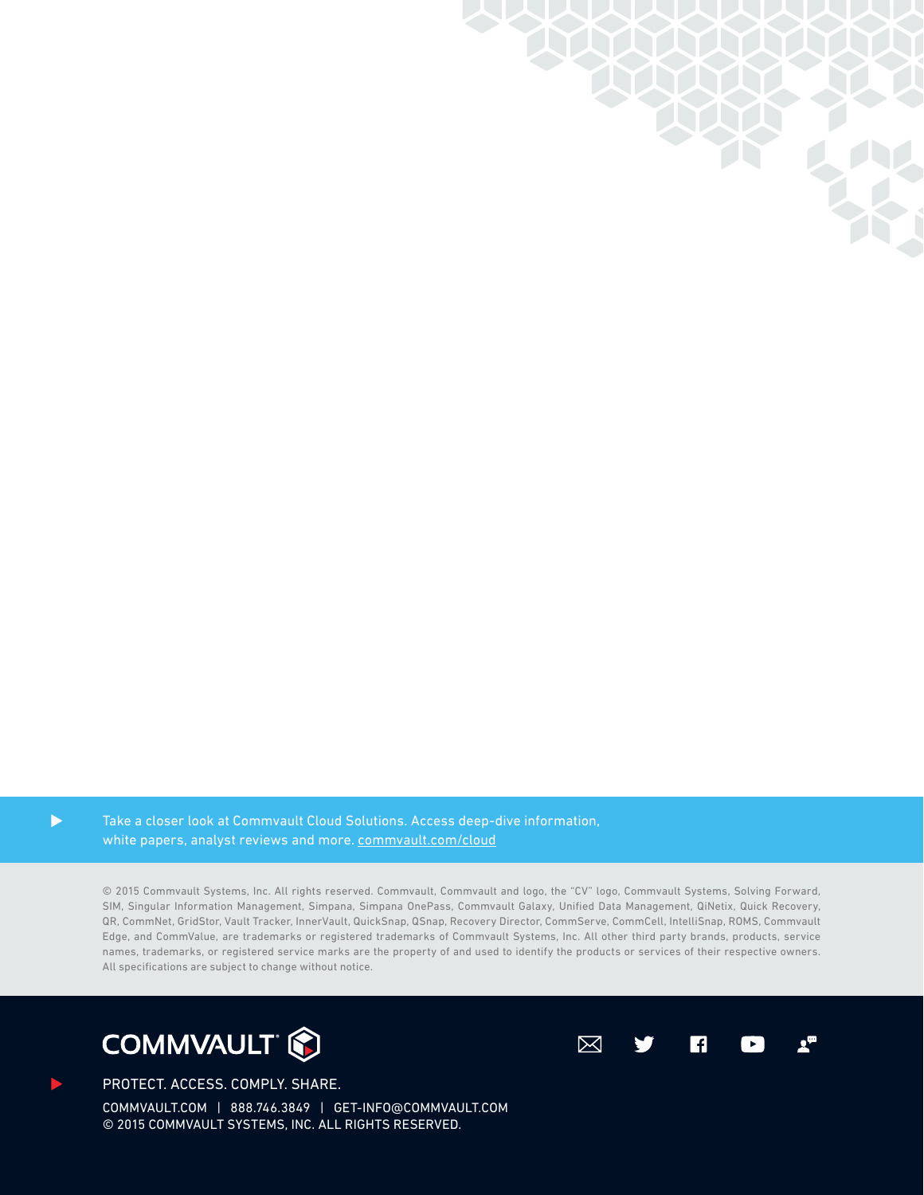Take a closer look at Commvault Cloud Solutions. Access deep-dive information, white papers, analyst reviews and more. commvault.com/cloud

© 2015 Commvault Systems, Inc. All rights reserved. Commvault, Commvault and logo, the "CV" logo, Commvault Systems, Solving Forward, SIM, Singular Information Management, Simpana, Simpana OnePass, Commvault Galaxy, Unified Data Management, QiNetix, Quick Recovery, QR, CommNet, GridStor, Vault Tracker, InnerVault, QuickSnap, QSnap, Recovery Director, CommServe, CommCell, IntelliSnap, ROMS, Commvault Edge, and CommValue, are trademarks or registered trademarks of Commvault Systems, Inc. All other third party brands, products, service names, trademarks, or registered service marks are the property of and used to identify the products or services of their respective owners. All specifications are subject to change without notice.

COMMVAULT®

PROTECT. ACCESS. COMPLY. SHARE.

COMMVAULT.COM | 888.746.3849 | GET-INFO@COMMVAULT.COM
© 2015 COMMVAULT SYSTEMS, INC. ALL RIGHTS RESERVED.